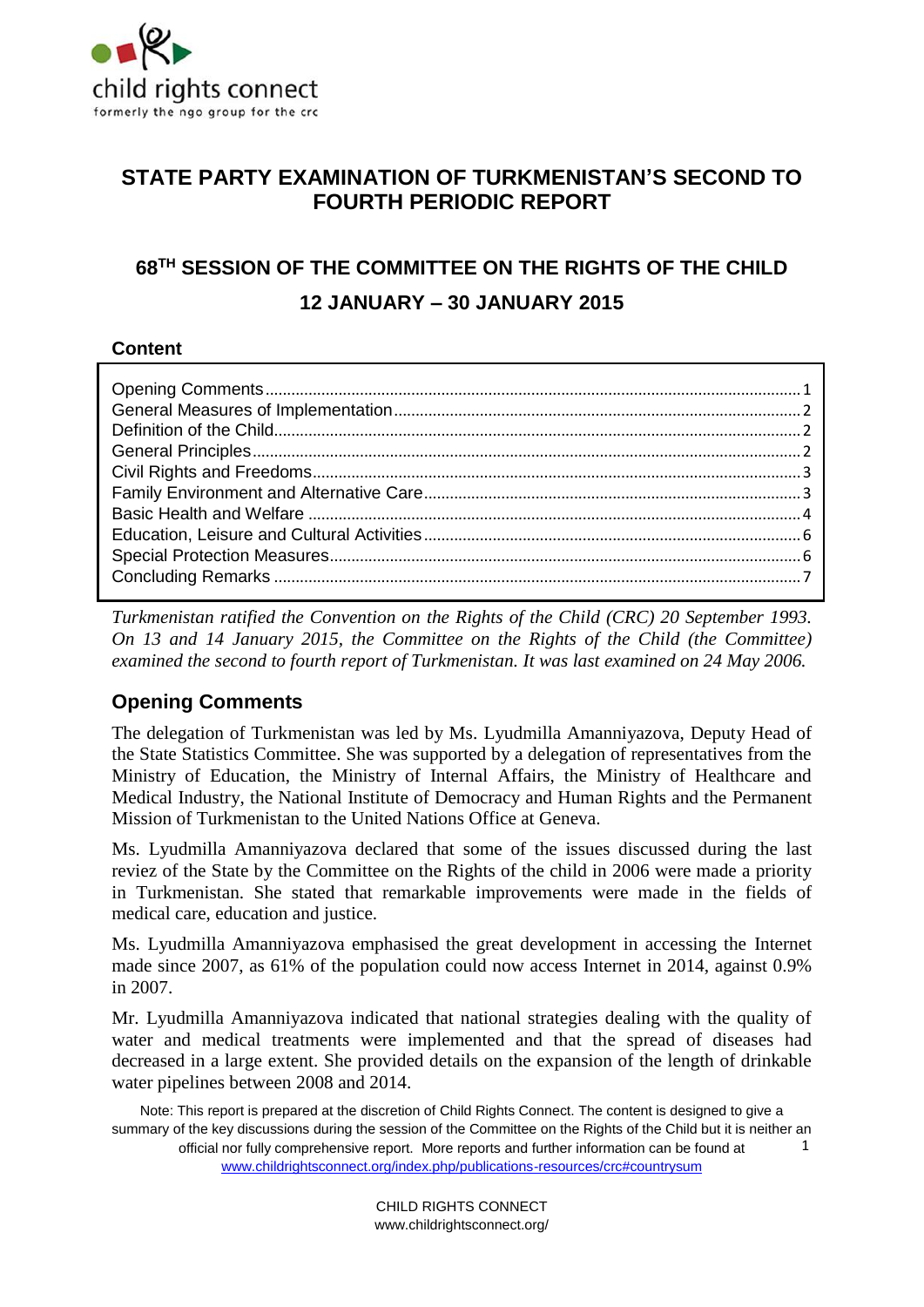child rights connect
formerly the ngo group for the crc

# STATE PARTY EXAMINATION OF TURKMENISTAN'S SECOND TO FOURTH PERIODIC REPORT

## 68TH SESSION OF THE COMMITTEE ON THE RIGHTS OF THE CHILD

## 12 JANUARY – 30 JANUARY 2015

**Content**

- Opening Comments ... 1
- General Measures of Implementation ... 2
- Definition of the Child ... 2
- General Principles ... 2
- Civil Rights and Freedoms ... 3
- Family Environment and Alternative Care ... 3
- Basic Health and Welfare ... 4
- Education, Leisure and Cultural Activities ... 6
- Special Protection Measures ... 6
- Concluding Remarks ... 7

*Turkmenistan ratified the Convention on the Rights of the Child (CRC) 20 September 1993. On 13 and 14 January 2015, the Committee on the Rights of the Child (the Committee) examined the second to fourth report of Turkmenistan. It was last examined on 24 May 2006.*

## Opening Comments

The delegation of Turkmenistan was led by Ms. Lyudmilla Amanniyazova, Deputy Head of the State Statistics Committee. She was supported by a delegation of representatives from the Ministry of Education, the Ministry of Internal Affairs, the Ministry of Healthcare and Medical Industry, the National Institute of Democracy and Human Rights and the Permanent Mission of Turkmenistan to the United Nations Office at Geneva.

Ms. Lyudmilla Amanniyazova declared that some of the issues discussed during the last reviez of the State by the Committee on the Rights of the child in 2006 were made a priority in Turkmenistan. She stated that remarkable improvements were made in the fields of medical care, education and justice.

Ms. Lyudmilla Amanniyazova emphasised the great development in accessing the Internet made since 2007, as 61% of the population could now access Internet in 2014, against 0.9% in 2007.

Mr. Lyudmilla Amanniyazova indicated that national strategies dealing with the quality of water and medical treatments were implemented and that the spread of diseases had decreased in a large extent. She provided details on the expansion of the length of drinkable water pipelines between 2008 and 2014.

Note: This report is prepared at the discretion of Child Rights Connect. The content is designed to give a summary of the key discussions during the session of the Committee on the Rights of the Child but it is neither an official nor fully comprehensive report. More reports and further information can be found at www.childrightsconnect.org/index.php/publications-resources/crc#countrysum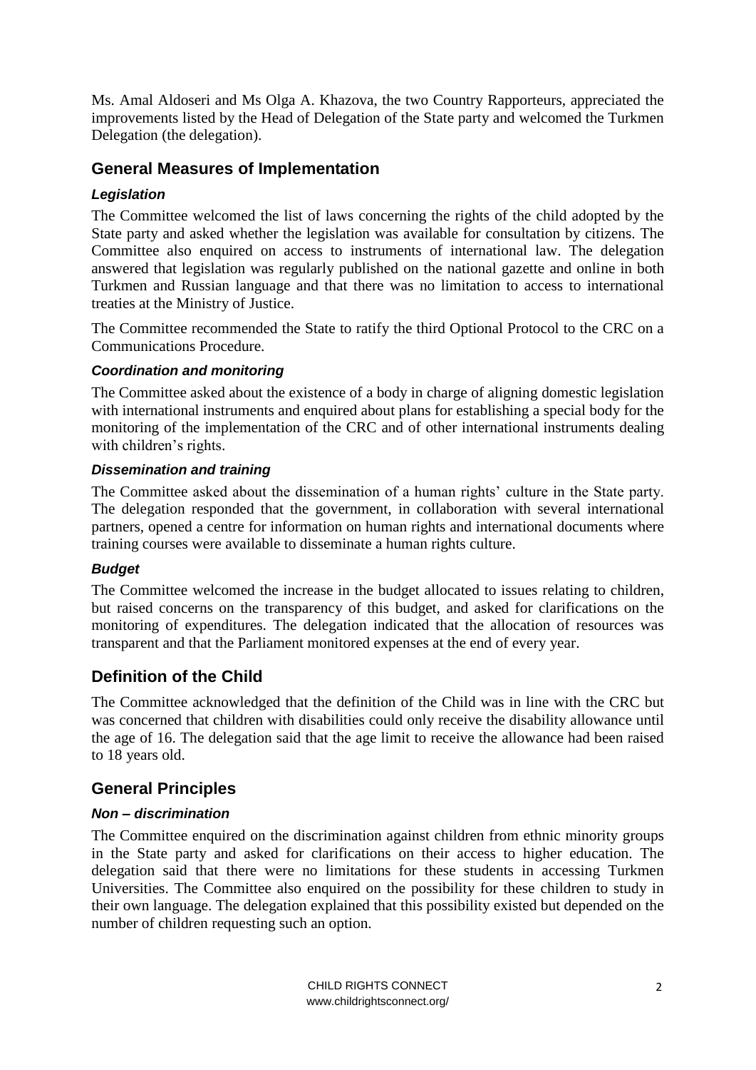Ms. Amal Aldoseri and Ms Olga A. Khazova, the two Country Rapporteurs, appreciated the improvements listed by the Head of Delegation of the State party and welcomed the Turkmen Delegation (the delegation).

## General Measures of Implementation

### *Legislation*

The Committee welcomed the list of laws concerning the rights of the child adopted by the State party and asked whether the legislation was available for consultation by citizens. The Committee also enquired on access to instruments of international law. The delegation answered that legislation was regularly published on the national gazette and online in both Turkmen and Russian language and that there was no limitation to access to international treaties at the Ministry of Justice.

The Committee recommended the State to ratify the third Optional Protocol to the CRC on a Communications Procedure.

### *Coordination and monitoring*

The Committee asked about the existence of a body in charge of aligning domestic legislation with international instruments and enquired about plans for establishing a special body for the monitoring of the implementation of the CRC and of other international instruments dealing with children's rights.

### *Dissemination and training*

The Committee asked about the dissemination of a human rights' culture in the State party. The delegation responded that the government, in collaboration with several international partners, opened a centre for information on human rights and international documents where training courses were available to disseminate a human rights culture.

### *Budget*

The Committee welcomed the increase in the budget allocated to issues relating to children, but raised concerns on the transparency of this budget, and asked for clarifications on the monitoring of expenditures. The delegation indicated that the allocation of resources was transparent and that the Parliament monitored expenses at the end of every year.

## Definition of the Child

The Committee acknowledged that the definition of the Child was in line with the CRC but was concerned that children with disabilities could only receive the disability allowance until the age of 16. The delegation said that the age limit to receive the allowance had been raised to 18 years old.

## General Principles

### *Non – discrimination*

The Committee enquired on the discrimination against children from ethnic minority groups in the State party and asked for clarifications on their access to higher education. The delegation said that there were no limitations for these students in accessing Turkmen Universities. The Committee also enquired on the possibility for these children to study in their own language. The delegation explained that this possibility existed but depended on the number of children requesting such an option.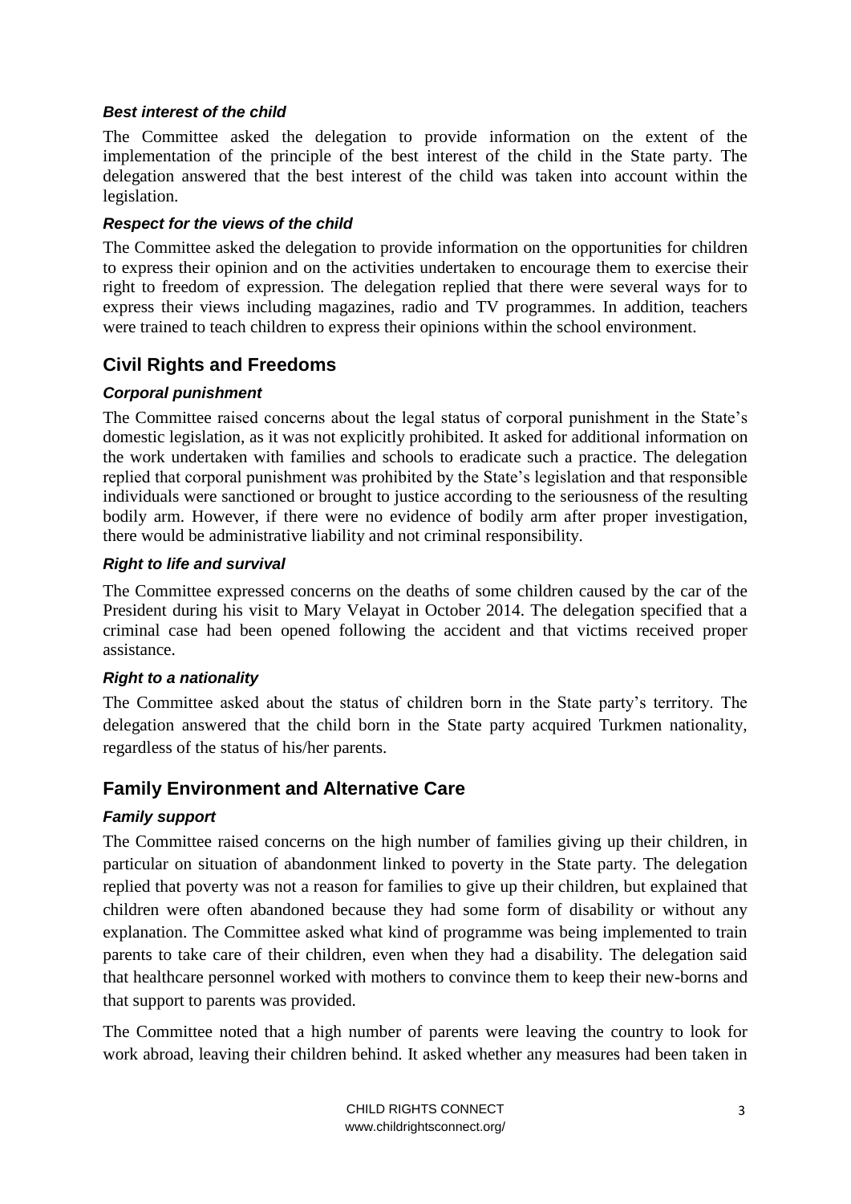### *Best interest of the child*

The Committee asked the delegation to provide information on the extent of the implementation of the principle of the best interest of the child in the State party. The delegation answered that the best interest of the child was taken into account within the legislation.

### *Respect for the views of the child*

The Committee asked the delegation to provide information on the opportunities for children to express their opinion and on the activities undertaken to encourage them to exercise their right to freedom of expression. The delegation replied that there were several ways for to express their views including magazines, radio and TV programmes. In addition, teachers were trained to teach children to express their opinions within the school environment.

## Civil Rights and Freedoms

### *Corporal punishment*

The Committee raised concerns about the legal status of corporal punishment in the State's domestic legislation, as it was not explicitly prohibited. It asked for additional information on the work undertaken with families and schools to eradicate such a practice. The delegation replied that corporal punishment was prohibited by the State's legislation and that responsible individuals were sanctioned or brought to justice according to the seriousness of the resulting bodily arm. However, if there were no evidence of bodily arm after proper investigation, there would be administrative liability and not criminal responsibility.

### *Right to life and survival*

The Committee expressed concerns on the deaths of some children caused by the car of the President during his visit to Mary Velayat in October 2014. The delegation specified that a criminal case had been opened following the accident and that victims received proper assistance.

### *Right to a nationality*

The Committee asked about the status of children born in the State party's territory. The delegation answered that the child born in the State party acquired Turkmen nationality, regardless of the status of his/her parents.

## Family Environment and Alternative Care

### *Family support*

The Committee raised concerns on the high number of families giving up their children, in particular on situation of abandonment linked to poverty in the State party. The delegation replied that poverty was not a reason for families to give up their children, but explained that children were often abandoned because they had some form of disability or without any explanation. The Committee asked what kind of programme was being implemented to train parents to take care of their children, even when they had a disability. The delegation said that healthcare personnel worked with mothers to convince them to keep their new-borns and that support to parents was provided.

The Committee noted that a high number of parents were leaving the country to look for work abroad, leaving their children behind. It asked whether any measures had been taken in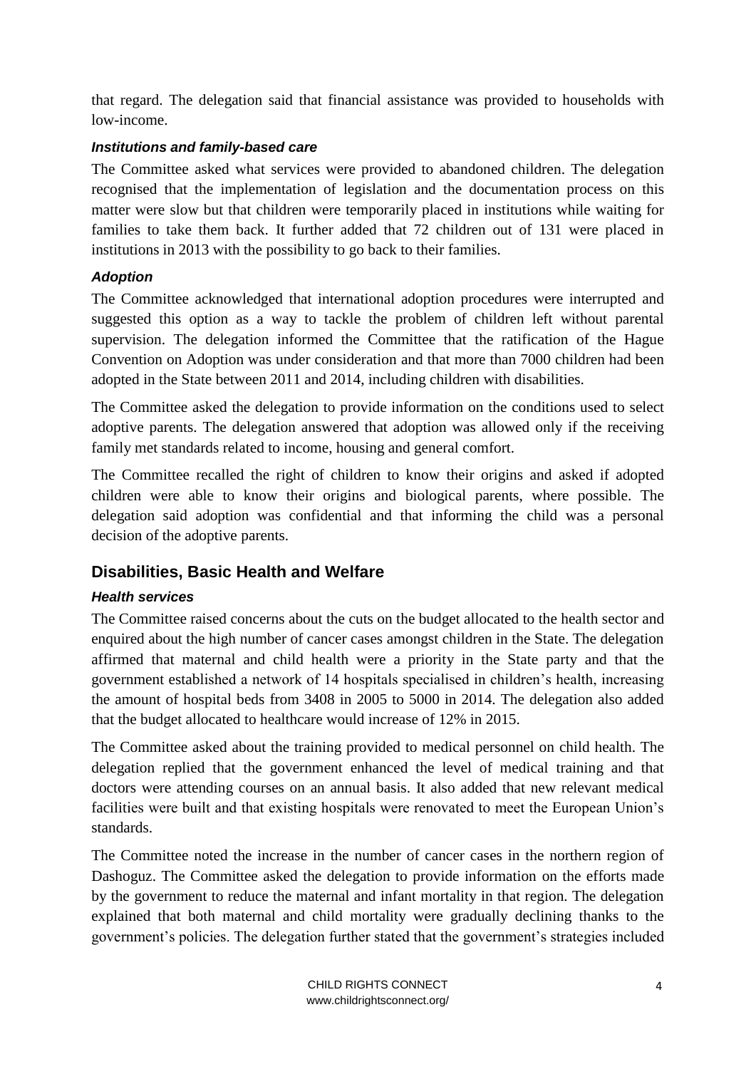that regard. The delegation said that financial assistance was provided to households with low-income.

### *Institutions and family-based care*

The Committee asked what services were provided to abandoned children. The delegation recognised that the implementation of legislation and the documentation process on this matter were slow but that children were temporarily placed in institutions while waiting for families to take them back. It further added that 72 children out of 131 were placed in institutions in 2013 with the possibility to go back to their families.

### *Adoption*

The Committee acknowledged that international adoption procedures were interrupted and suggested this option as a way to tackle the problem of children left without parental supervision. The delegation informed the Committee that the ratification of the Hague Convention on Adoption was under consideration and that more than 7000 children had been adopted in the State between 2011 and 2014, including children with disabilities.

The Committee asked the delegation to provide information on the conditions used to select adoptive parents. The delegation answered that adoption was allowed only if the receiving family met standards related to income, housing and general comfort.

The Committee recalled the right of children to know their origins and asked if adopted children were able to know their origins and biological parents, where possible. The delegation said adoption was confidential and that informing the child was a personal decision of the adoptive parents.

## Disabilities, Basic Health and Welfare

### *Health services*

The Committee raised concerns about the cuts on the budget allocated to the health sector and enquired about the high number of cancer cases amongst children in the State. The delegation affirmed that maternal and child health were a priority in the State party and that the government established a network of 14 hospitals specialised in children's health, increasing the amount of hospital beds from 3408 in 2005 to 5000 in 2014. The delegation also added that the budget allocated to healthcare would increase of 12% in 2015.

The Committee asked about the training provided to medical personnel on child health. The delegation replied that the government enhanced the level of medical training and that doctors were attending courses on an annual basis. It also added that new relevant medical facilities were built and that existing hospitals were renovated to meet the European Union's standards.

The Committee noted the increase in the number of cancer cases in the northern region of Dashoguz. The Committee asked the delegation to provide information on the efforts made by the government to reduce the maternal and infant mortality in that region. The delegation explained that both maternal and child mortality were gradually declining thanks to the government's policies. The delegation further stated that the government's strategies included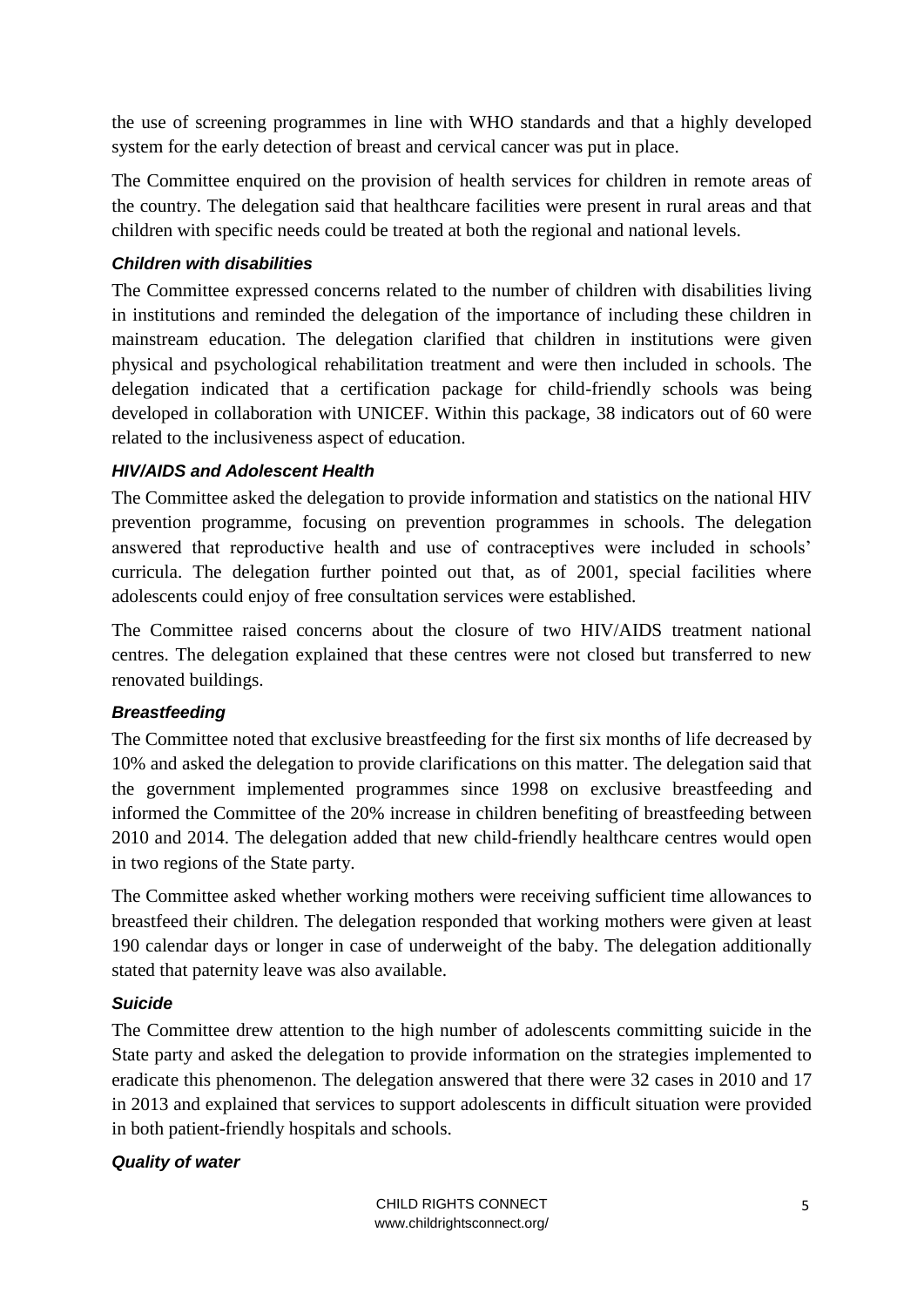the use of screening programmes in line with WHO standards and that a highly developed system for the early detection of breast and cervical cancer was put in place.

The Committee enquired on the provision of health services for children in remote areas of the country. The delegation said that healthcare facilities were present in rural areas and that children with specific needs could be treated at both the regional and national levels.

### *Children with disabilities*

The Committee expressed concerns related to the number of children with disabilities living in institutions and reminded the delegation of the importance of including these children in mainstream education. The delegation clarified that children in institutions were given physical and psychological rehabilitation treatment and were then included in schools. The delegation indicated that a certification package for child-friendly schools was being developed in collaboration with UNICEF. Within this package, 38 indicators out of 60 were related to the inclusiveness aspect of education.

### *HIV/AIDS and Adolescent Health*

The Committee asked the delegation to provide information and statistics on the national HIV prevention programme, focusing on prevention programmes in schools. The delegation answered that reproductive health and use of contraceptives were included in schools' curricula. The delegation further pointed out that, as of 2001, special facilities where adolescents could enjoy of free consultation services were established.

The Committee raised concerns about the closure of two HIV/AIDS treatment national centres. The delegation explained that these centres were not closed but transferred to new renovated buildings.

### *Breastfeeding*

The Committee noted that exclusive breastfeeding for the first six months of life decreased by 10% and asked the delegation to provide clarifications on this matter. The delegation said that the government implemented programmes since 1998 on exclusive breastfeeding and informed the Committee of the 20% increase in children benefiting of breastfeeding between 2010 and 2014. The delegation added that new child-friendly healthcare centres would open in two regions of the State party.

The Committee asked whether working mothers were receiving sufficient time allowances to breastfeed their children. The delegation responded that working mothers were given at least 190 calendar days or longer in case of underweight of the baby. The delegation additionally stated that paternity leave was also available.

### *Suicide*

The Committee drew attention to the high number of adolescents committing suicide in the State party and asked the delegation to provide information on the strategies implemented to eradicate this phenomenon. The delegation answered that there were 32 cases in 2010 and 17 in 2013 and explained that services to support adolescents in difficult situation were provided in both patient-friendly hospitals and schools.

### *Quality of water*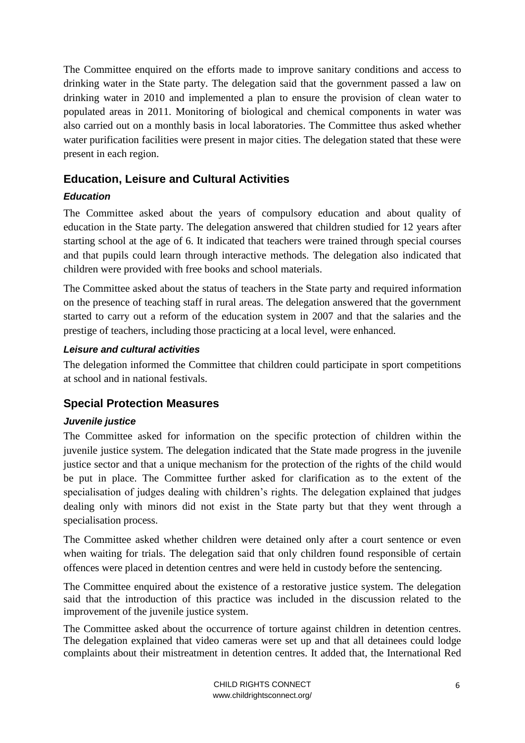The Committee enquired on the efforts made to improve sanitary conditions and access to drinking water in the State party. The delegation said that the government passed a law on drinking water in 2010 and implemented a plan to ensure the provision of clean water to populated areas in 2011. Monitoring of biological and chemical components in water was also carried out on a monthly basis in local laboratories. The Committee thus asked whether water purification facilities were present in major cities. The delegation stated that these were present in each region.

## Education, Leisure and Cultural Activities

### *Education*

The Committee asked about the years of compulsory education and about quality of education in the State party. The delegation answered that children studied for 12 years after starting school at the age of 6. It indicated that teachers were trained through special courses and that pupils could learn through interactive methods. The delegation also indicated that children were provided with free books and school materials.

The Committee asked about the status of teachers in the State party and required information on the presence of teaching staff in rural areas. The delegation answered that the government started to carry out a reform of the education system in 2007 and that the salaries and the prestige of teachers, including those practicing at a local level, were enhanced.

### *Leisure and cultural activities*

The delegation informed the Committee that children could participate in sport competitions at school and in national festivals.

## Special Protection Measures

### *Juvenile justice*

The Committee asked for information on the specific protection of children within the juvenile justice system. The delegation indicated that the State made progress in the juvenile justice sector and that a unique mechanism for the protection of the rights of the child would be put in place. The Committee further asked for clarification as to the extent of the specialisation of judges dealing with children's rights. The delegation explained that judges dealing only with minors did not exist in the State party but that they went through a specialisation process.

The Committee asked whether children were detained only after a court sentence or even when waiting for trials. The delegation said that only children found responsible of certain offences were placed in detention centres and were held in custody before the sentencing.

The Committee enquired about the existence of a restorative justice system. The delegation said that the introduction of this practice was included in the discussion related to the improvement of the juvenile justice system.

The Committee asked about the occurrence of torture against children in detention centres. The delegation explained that video cameras were set up and that all detainees could lodge complaints about their mistreatment in detention centres. It added that, the International Red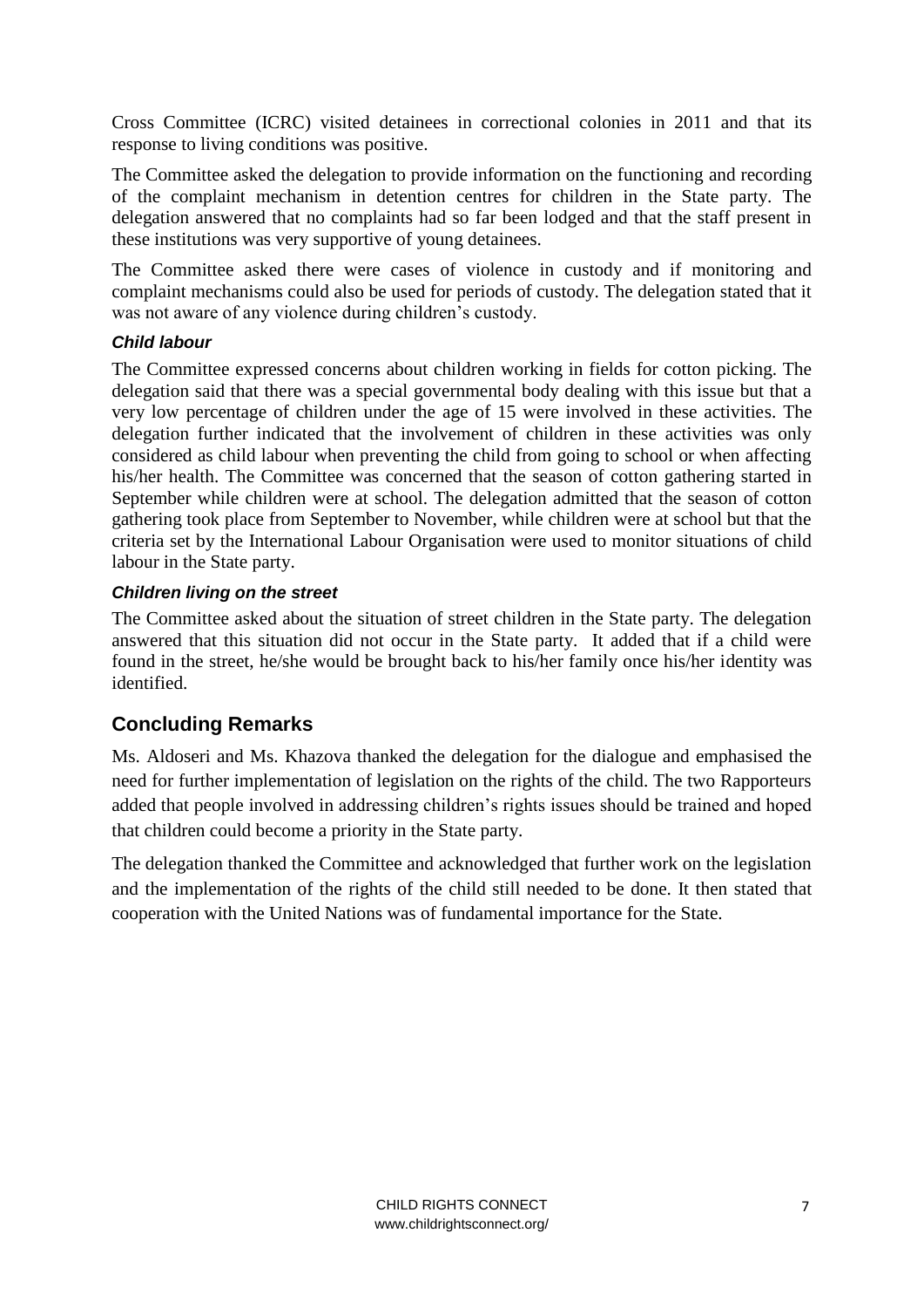Cross Committee (ICRC) visited detainees in correctional colonies in 2011 and that its response to living conditions was positive.

The Committee asked the delegation to provide information on the functioning and recording of the complaint mechanism in detention centres for children in the State party. The delegation answered that no complaints had so far been lodged and that the staff present in these institutions was very supportive of young detainees.

The Committee asked there were cases of violence in custody and if monitoring and complaint mechanisms could also be used for periods of custody. The delegation stated that it was not aware of any violence during children's custody.

### *Child labour*

The Committee expressed concerns about children working in fields for cotton picking. The delegation said that there was a special governmental body dealing with this issue but that a very low percentage of children under the age of 15 were involved in these activities. The delegation further indicated that the involvement of children in these activities was only considered as child labour when preventing the child from going to school or when affecting his/her health. The Committee was concerned that the season of cotton gathering started in September while children were at school. The delegation admitted that the season of cotton gathering took place from September to November, while children were at school but that the criteria set by the International Labour Organisation were used to monitor situations of child labour in the State party.

### *Children living on the street*

The Committee asked about the situation of street children in the State party. The delegation answered that this situation did not occur in the State party. It added that if a child were found in the street, he/she would be brought back to his/her family once his/her identity was identified.

## Concluding Remarks

Ms. Aldoseri and Ms. Khazova thanked the delegation for the dialogue and emphasised the need for further implementation of legislation on the rights of the child. The two Rapporteurs added that people involved in addressing children's rights issues should be trained and hoped that children could become a priority in the State party.

The delegation thanked the Committee and acknowledged that further work on the legislation and the implementation of the rights of the child still needed to be done. It then stated that cooperation with the United Nations was of fundamental importance for the State.